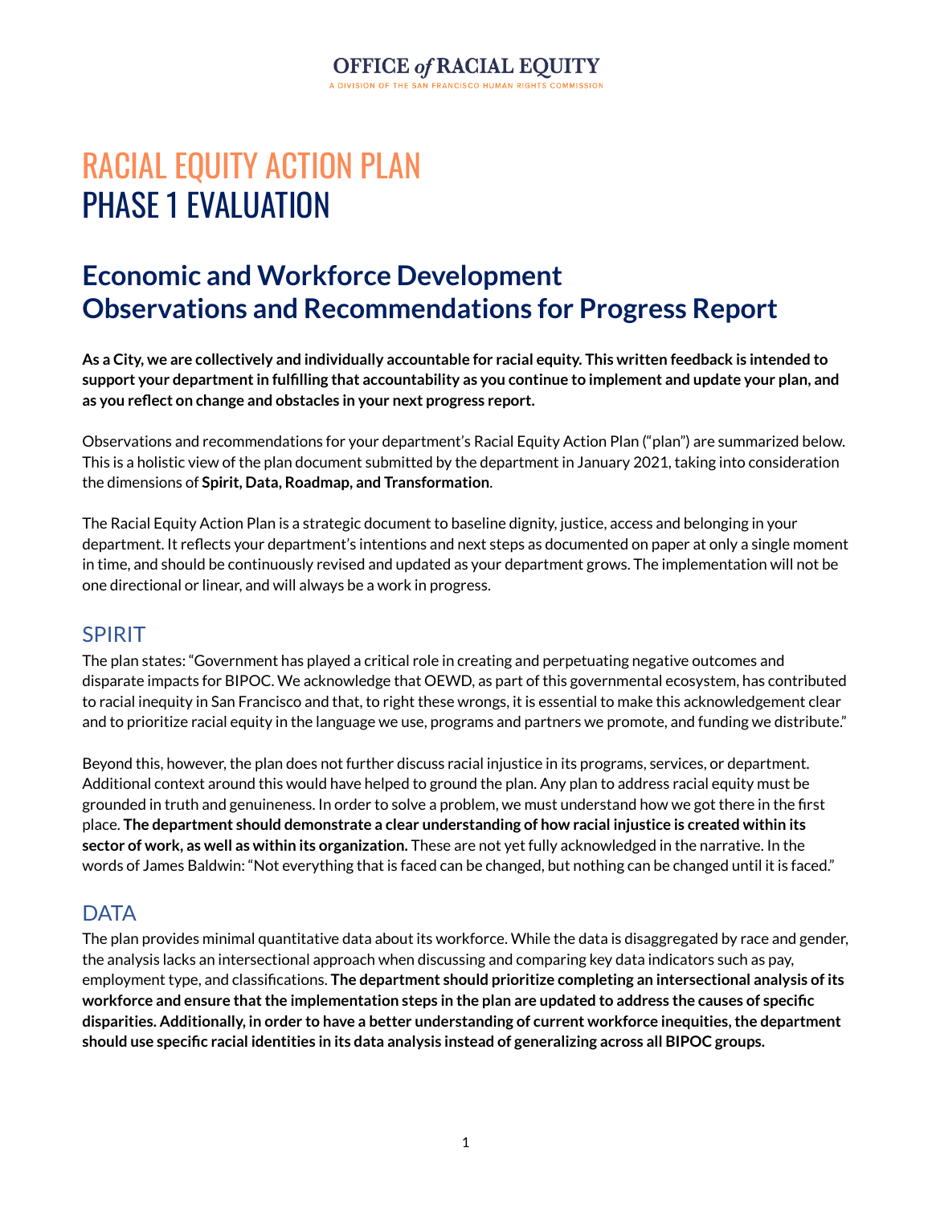OFFICE *of* RACIAL EQUITY

A DIVISION OF THE SAN FRANCISCO HUMAN RIGHTS COMMISSION

# RACIAL EQUITY ACTION PLAN
# PHASE 1 EVALUATION

## Economic and Workforce Development Observations and Recommendations for Progress Report

**As a City, we are collectively and individually accountable for racial equity. This written feedback is intended to support your department in fulfilling that accountability as you continue to implement and update your plan, and as you reflect on change and obstacles in your next progress report.**

Observations and recommendations for your department's Racial Equity Action Plan ("plan") are summarized below. This is a holistic view of the plan document submitted by the department in January 2021, taking into consideration the dimensions of **Spirit, Data, Roadmap, and Transformation**.

The Racial Equity Action Plan is a strategic document to baseline dignity, justice, access and belonging in your department. It reflects your department's intentions and next steps as documented on paper at only a single moment in time, and should be continuously revised and updated as your department grows. The implementation will not be one directional or linear, and will always be a work in progress.

## SPIRIT

The plan states: "Government has played a critical role in creating and perpetuating negative outcomes and disparate impacts for BIPOC. We acknowledge that OEWD, as part of this governmental ecosystem, has contributed to racial inequity in San Francisco and that, to right these wrongs, it is essential to make this acknowledgement clear and to prioritize racial equity in the language we use, programs and partners we promote, and funding we distribute."

Beyond this, however, the plan does not further discuss racial injustice in its programs, services, or department. Additional context around this would have helped to ground the plan. Any plan to address racial equity must be grounded in truth and genuineness. In order to solve a problem, we must understand how we got there in the first place. **The department should demonstrate a clear understanding of how racial injustice is created within its sector of work, as well as within its organization.** These are not yet fully acknowledged in the narrative. In the words of James Baldwin: "Not everything that is faced can be changed, but nothing can be changed until it is faced."

## DATA

The plan provides minimal quantitative data about its workforce. While the data is disaggregated by race and gender, the analysis lacks an intersectional approach when discussing and comparing key data indicators such as pay, employment type, and classifications. **The department should prioritize completing an intersectional analysis of its workforce and ensure that the implementation steps in the plan are updated to address the causes of specific disparities. Additionally, in order to have a better understanding of current workforce inequities, the department should use specific racial identities in its data analysis instead of generalizing across all BIPOC groups.**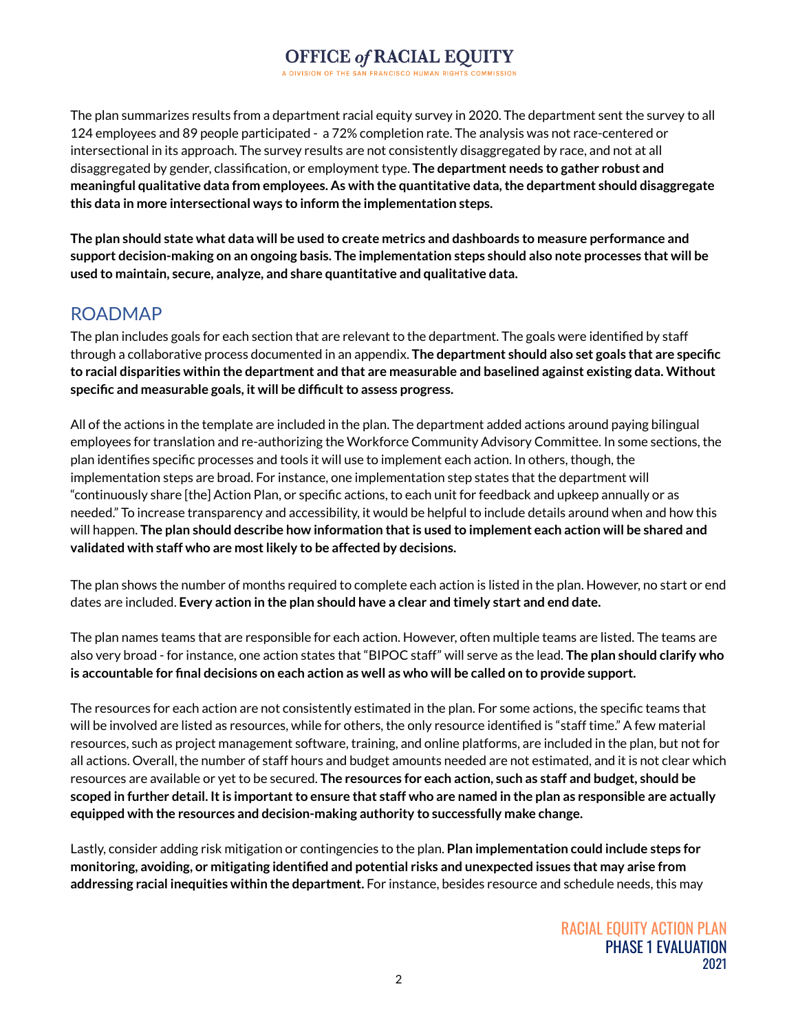The plan summarizes results from a department racial equity survey in 2020. The department sent the survey to all 124 employees and 89 people participated - a 72% completion rate. The analysis was not race-centered or intersectional in its approach. The survey results are not consistently disaggregated by race, and not at all disaggregated by gender, classification, or employment type. **The department needs to gather robust and meaningful qualitative data from employees. As with the quantitative data, the department should disaggregate this data in more intersectional ways to inform the implementation steps.**

**The plan should state what data will be used to create metrics and dashboards to measure performance and support decision-making on an ongoing basis. The implementation steps should also note processes that will be used to maintain, secure, analyze, and share quantitative and qualitative data.**

## ROADMAP

The plan includes goals for each section that are relevant to the department. The goals were identified by staff through a collaborative process documented in an appendix. **The department should also set goals that are specific to racial disparities within the department and that are measurable and baselined against existing data. Without specific and measurable goals, it will be difficult to assess progress.**

All of the actions in the template are included in the plan. The department added actions around paying bilingual employees for translation and re-authorizing the Workforce Community Advisory Committee. In some sections, the plan identifies specific processes and tools it will use to implement each action. In others, though, the implementation steps are broad. For instance, one implementation step states that the department will "continuously share [the] Action Plan, or specific actions, to each unit for feedback and upkeep annually or as needed." To increase transparency and accessibility, it would be helpful to include details around when and how this will happen. **The plan should describe how information that is used to implement each action will be shared and validated with staff who are most likely to be affected by decisions.**

The plan shows the number of months required to complete each action is listed in the plan. However, no start or end dates are included. **Every action in the plan should have a clear and timely start and end date.**

The plan names teams that are responsible for each action. However, often multiple teams are listed. The teams are also very broad - for instance, one action states that "BIPOC staff" will serve as the lead. **The plan should clarify who is accountable for final decisions on each action as well as who will be called on to provide support.**

The resources for each action are not consistently estimated in the plan. For some actions, the specific teams that will be involved are listed as resources, while for others, the only resource identified is "staff time." A few material resources, such as project management software, training, and online platforms, are included in the plan, but not for all actions. Overall, the number of staff hours and budget amounts needed are not estimated, and it is not clear which resources are available or yet to be secured. **The resources for each action, such as staff and budget, should be scoped in further detail. It is important to ensure that staff who are named in the plan as responsible are actually equipped with the resources and decision-making authority to successfully make change.**

Lastly, consider adding risk mitigation or contingencies to the plan. **Plan implementation could include steps for monitoring, avoiding, or mitigating identified and potential risks and unexpected issues that may arise from addressing racial inequities within the department.** For instance, besides resource and schedule needs, this may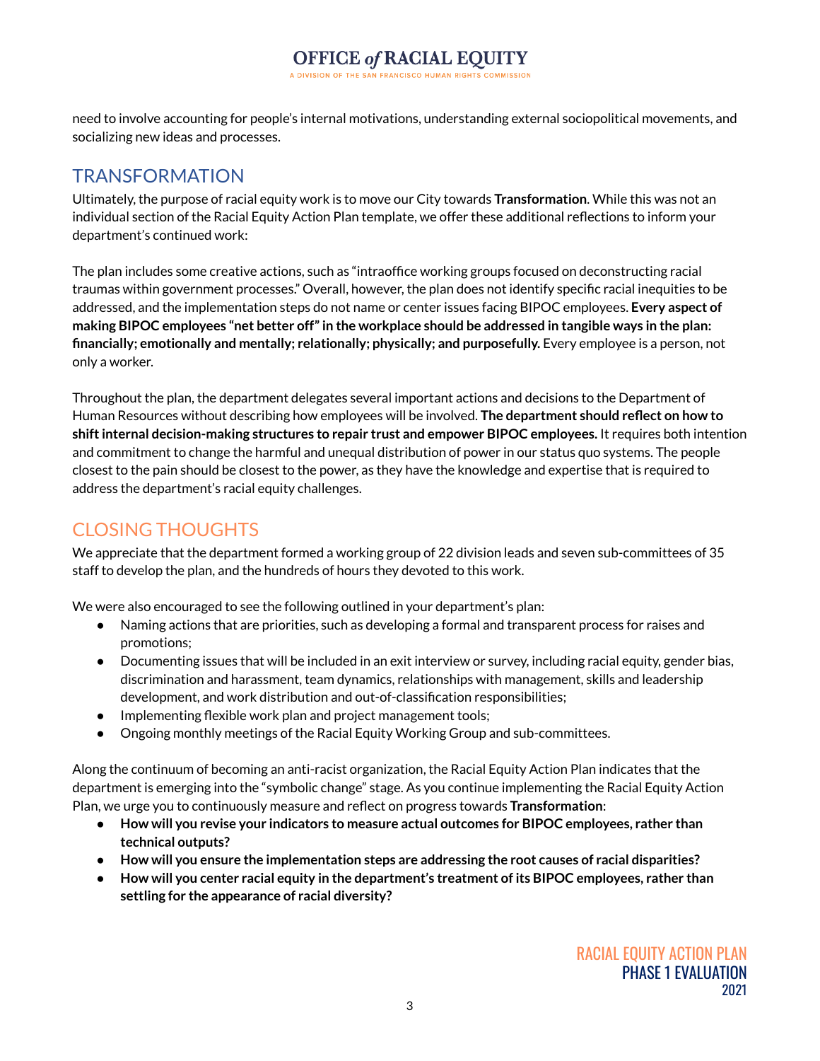need to involve accounting for people's internal motivations, understanding external sociopolitical movements, and socializing new ideas and processes.

## TRANSFORMATION

Ultimately, the purpose of racial equity work is to move our City towards **Transformation**. While this was not an individual section of the Racial Equity Action Plan template, we offer these additional reflections to inform your department's continued work:

The plan includes some creative actions, such as "intraoffice working groups focused on deconstructing racial traumas within government processes." Overall, however, the plan does not identify specific racial inequities to be addressed, and the implementation steps do not name or center issues facing BIPOC employees. **Every aspect of making BIPOC employees "net better off" in the workplace should be addressed in tangible ways in the plan: financially; emotionally and mentally; relationally; physically; and purposefully.** Every employee is a person, not only a worker.

Throughout the plan, the department delegates several important actions and decisions to the Department of Human Resources without describing how employees will be involved. **The department should reflect on how to shift internal decision-making structures to repair trust and empower BIPOC employees.** It requires both intention and commitment to change the harmful and unequal distribution of power in our status quo systems. The people closest to the pain should be closest to the power, as they have the knowledge and expertise that is required to address the department's racial equity challenges.

## CLOSING THOUGHTS

We appreciate that the department formed a working group of 22 division leads and seven sub-committees of 35 staff to develop the plan, and the hundreds of hours they devoted to this work.

We were also encouraged to see the following outlined in your department's plan:

- Naming actions that are priorities, such as developing a formal and transparent process for raises and promotions;
- Documenting issues that will be included in an exit interview or survey, including racial equity, gender bias, discrimination and harassment, team dynamics, relationships with management, skills and leadership development, and work distribution and out-of-classification responsibilities;
- Implementing flexible work plan and project management tools;
- Ongoing monthly meetings of the Racial Equity Working Group and sub-committees.

Along the continuum of becoming an anti-racist organization, the Racial Equity Action Plan indicates that the department is emerging into the "symbolic change" stage. As you continue implementing the Racial Equity Action Plan, we urge you to continuously measure and reflect on progress towards **Transformation**:

- **How will you revise your indicators to measure actual outcomes for BIPOC employees, rather than technical outputs?**
- **How will you ensure the implementation steps are addressing the root causes of racial disparities?**
- **How will you center racial equity in the department's treatment of its BIPOC employees, rather than settling for the appearance of racial diversity?**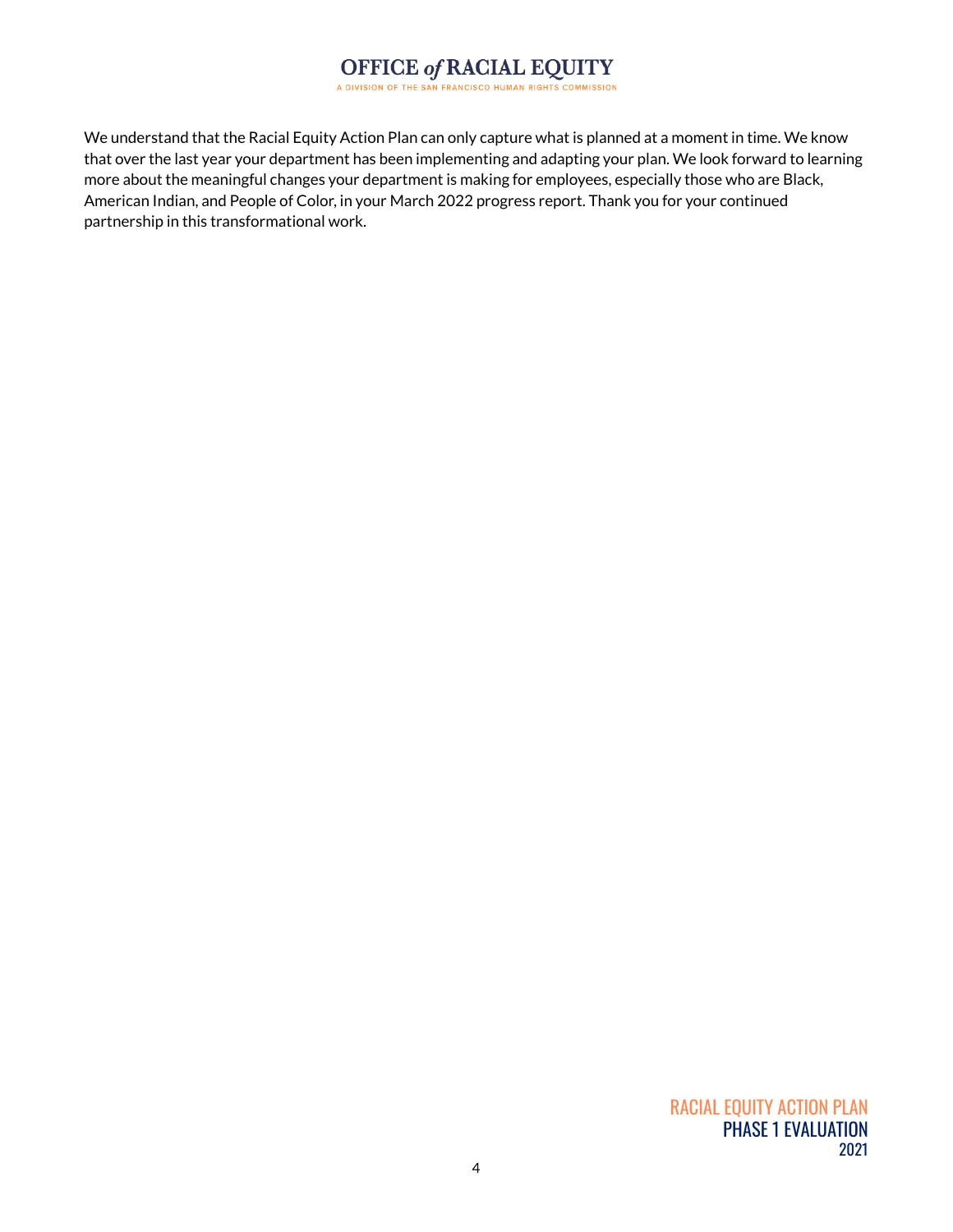We understand that the Racial Equity Action Plan can only capture what is planned at a moment in time. We know that over the last year your department has been implementing and adapting your plan. We look forward to learning more about the meaningful changes your department is making for employees, especially those who are Black, American Indian, and People of Color, in your March 2022 progress report. Thank you for your continued partnership in this transformational work.